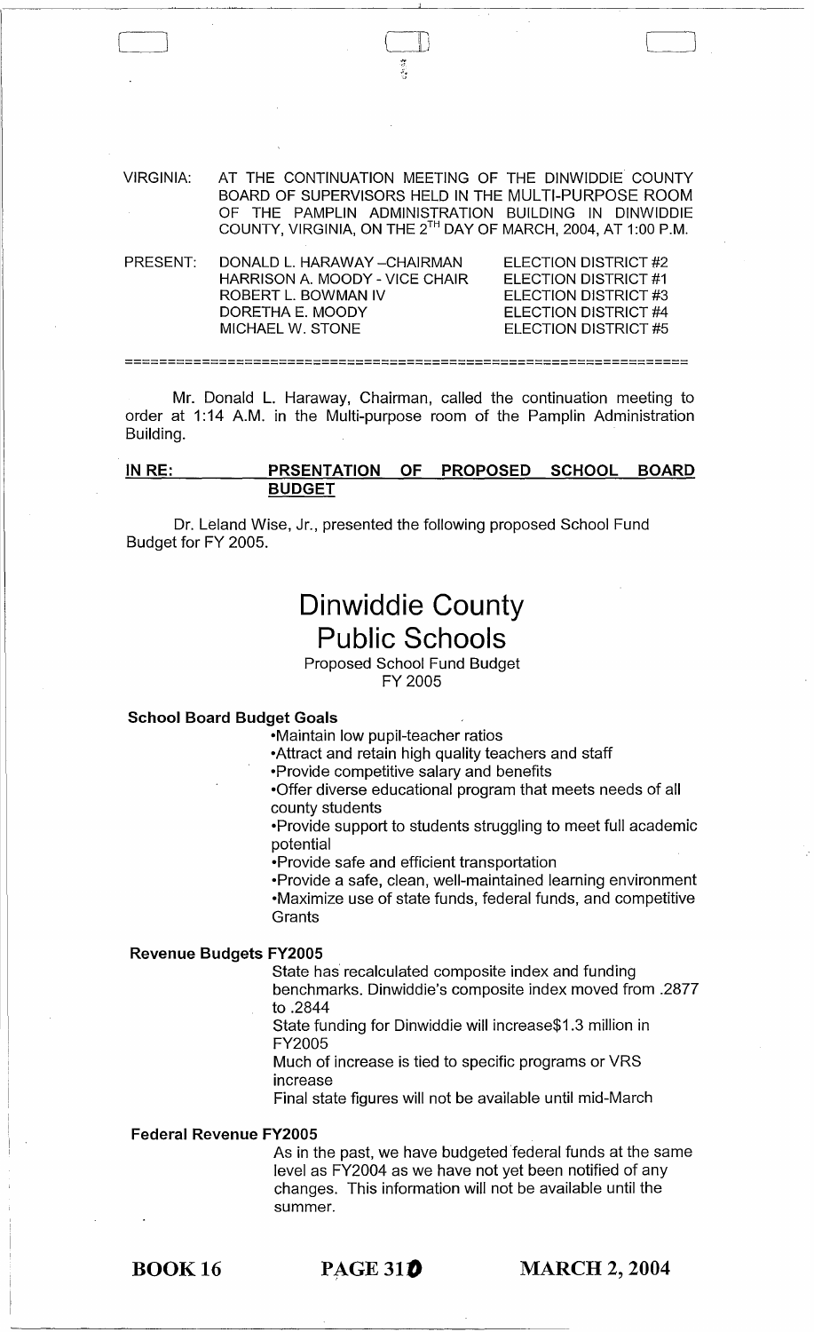VIRGINIA: AT THE CONTINUATION MEETING OF THE DINWIDDIE COUNTY BOARD OF SUPERVISORS HELD IN THE MULTI-PURPOSE ROOM OF THE PAMPLIN ADMINISTRATION BUILDING IN DINWIDDIE COUNTY, VIRGINIA, ON THE 2TH DAY OF MARCH, 2004, AT 1:00 P.M.

| PRESENT: | | |
|---|---|---|
| | DONALD L. HARAWAY –CHAIRMAN | ELECTION DISTRICT #2 |
| | HARRISON A. MOODY - VICE CHAIR | ELECTION DISTRICT #1 |
| | ROBERT L. BOWMAN IV | ELECTION DISTRICT #3 |
| | DORETHA E. MOODY | ELECTION DISTRICT #4 |
| | MICHAEL W. STONE | ELECTION DISTRICT #5 |

Mr. Donald L. Haraway, Chairman, called the continuation meeting to order at 1:14 A.M. in the Multi-purpose room of the Pamplin Administration Building.

**IN RE: PRSENTATION OF PROPOSED SCHOOL BOARD BUDGET**

Dr. Leland Wise, Jr., presented the following proposed School Fund Budget for FY 2005.

# Dinwiddie County Public Schools

Proposed School Fund Budget
FY 2005

**School Board Budget Goals**

- Maintain low pupil-teacher ratios
- Attract and retain high quality teachers and staff
- Provide competitive salary and benefits
- Offer diverse educational program that meets needs of all county students
- Provide support to students struggling to meet full academic potential
- Provide safe and efficient transportation
- Provide a safe, clean, well-maintained learning environment
- Maximize use of state funds, federal funds, and competitive Grants

**Revenue Budgets FY2005**

State has recalculated composite index and funding benchmarks. Dinwiddie's composite index moved from .2877 to .2844

State funding for Dinwiddie will increase$1.3 million in FY2005

Much of increase is tied to specific programs or VRS increase

Final state figures will not be available until mid-March

**Federal Revenue FY2005**

As in the past, we have budgeted federal funds at the same level as FY2004 as we have not yet been notified of any changes. This information will not be available until the summer.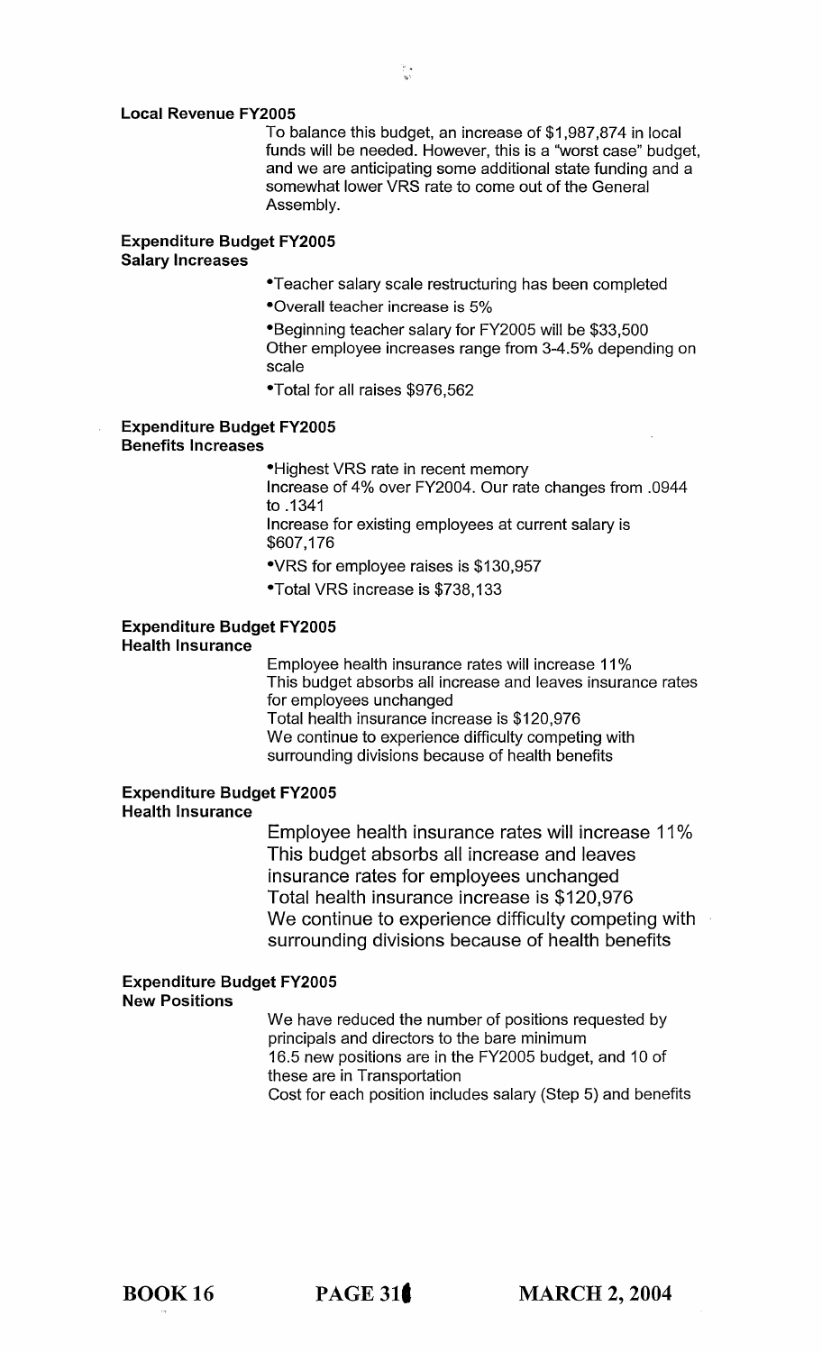**Local Revenue FY2005**

To balance this budget, an increase of $1,987,874 in local funds will be needed. However, this is a "worst case" budget, and we are anticipating some additional state funding and a somewhat lower VRS rate to come out of the General Assembly.

**Expenditure Budget FY2005**
**Salary Increases**

- Teacher salary scale restructuring has been completed
- Overall teacher increase is 5%
- Beginning teacher salary for FY2005 will be $33,500
  Other employee increases range from 3-4.5% depending on scale
- Total for all raises $976,562

**Expenditure Budget FY2005**
**Benefits Increases**

- Highest VRS rate in recent memory
  Increase of 4% over FY2004. Our rate changes from .0944 to .1341
  Increase for existing employees at current salary is $607,176
- VRS for employee raises is $130,957
- Total VRS increase is $738,133

**Expenditure Budget FY2005**
**Health Insurance**

Employee health insurance rates will increase 11%
This budget absorbs all increase and leaves insurance rates for employees unchanged
Total health insurance increase is $120,976
We continue to experience difficulty competing with surrounding divisions because of health benefits

**Expenditure Budget FY2005**
**Health Insurance**

Employee health insurance rates will increase 11%
This budget absorbs all increase and leaves insurance rates for employees unchanged
Total health insurance increase is $120,976
We continue to experience difficulty competing with surrounding divisions because of health benefits

**Expenditure Budget FY2005**
**New Positions**

We have reduced the number of positions requested by principals and directors to the bare minimum
16.5 new positions are in the FY2005 budget, and 10 of these are in Transportation
Cost for each position includes salary (Step 5) and benefits

**BOOK 16 PAGE 31 MARCH 2, 2004**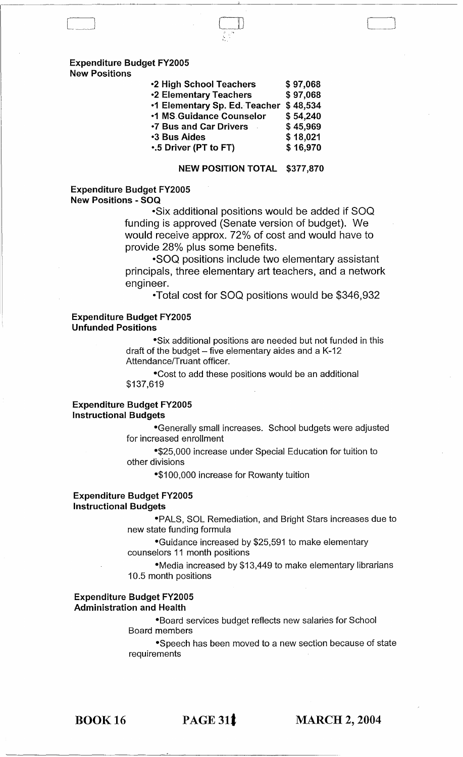**Expenditure Budget FY2005**
**New Positions**

| Position | Amount |
|---|---|
| •2 High School Teachers | $ 97,068 |
| •2 Elementary Teachers | $ 97,068 |
| •1 Elementary Sp. Ed. Teacher | $ 48,534 |
| •1 MS Guidance Counselor | $ 54,240 |
| •7 Bus and Car Drivers | $ 45,969 |
| •3 Bus Aides | $ 18,021 |
| •.5 Driver (PT to FT) | $ 16,970 |
| **NEW POSITION TOTAL** | **$377,870** |

**Expenditure Budget FY2005**
**New Positions - SOQ**

•Six additional positions would be added if SOQ funding is approved (Senate version of budget). We would receive approx. 72% of cost and would have to provide 28% plus some benefits.

•SOQ positions include two elementary assistant principals, three elementary art teachers, and a network engineer.

•Total cost for SOQ positions would be $346,932

**Expenditure Budget FY2005**
**Unfunded Positions**

•Six additional positions are needed but not funded in this draft of the budget – five elementary aides and a K-12 Attendance/Truant officer.

•Cost to add these positions would be an additional $137,619

**Expenditure Budget FY2005**
**Instructional Budgets**

•Generally small increases. School budgets were adjusted for increased enrollment

•$25,000 increase under Special Education for tuition to other divisions

•$100,000 increase for Rowanty tuition

**Expenditure Budget FY2005**
**Instructional Budgets**

•PALS, SOL Remediation, and Bright Stars increases due to new state funding formula

•Guidance increased by $25,591 to make elementary counselors 11 month positions

•Media increased by $13,449 to make elementary librarians 10.5 month positions

**Expenditure Budget FY2005**
**Administration and Health**

•Board services budget reflects new salaries for School Board members

•Speech has been moved to a new section because of state requirements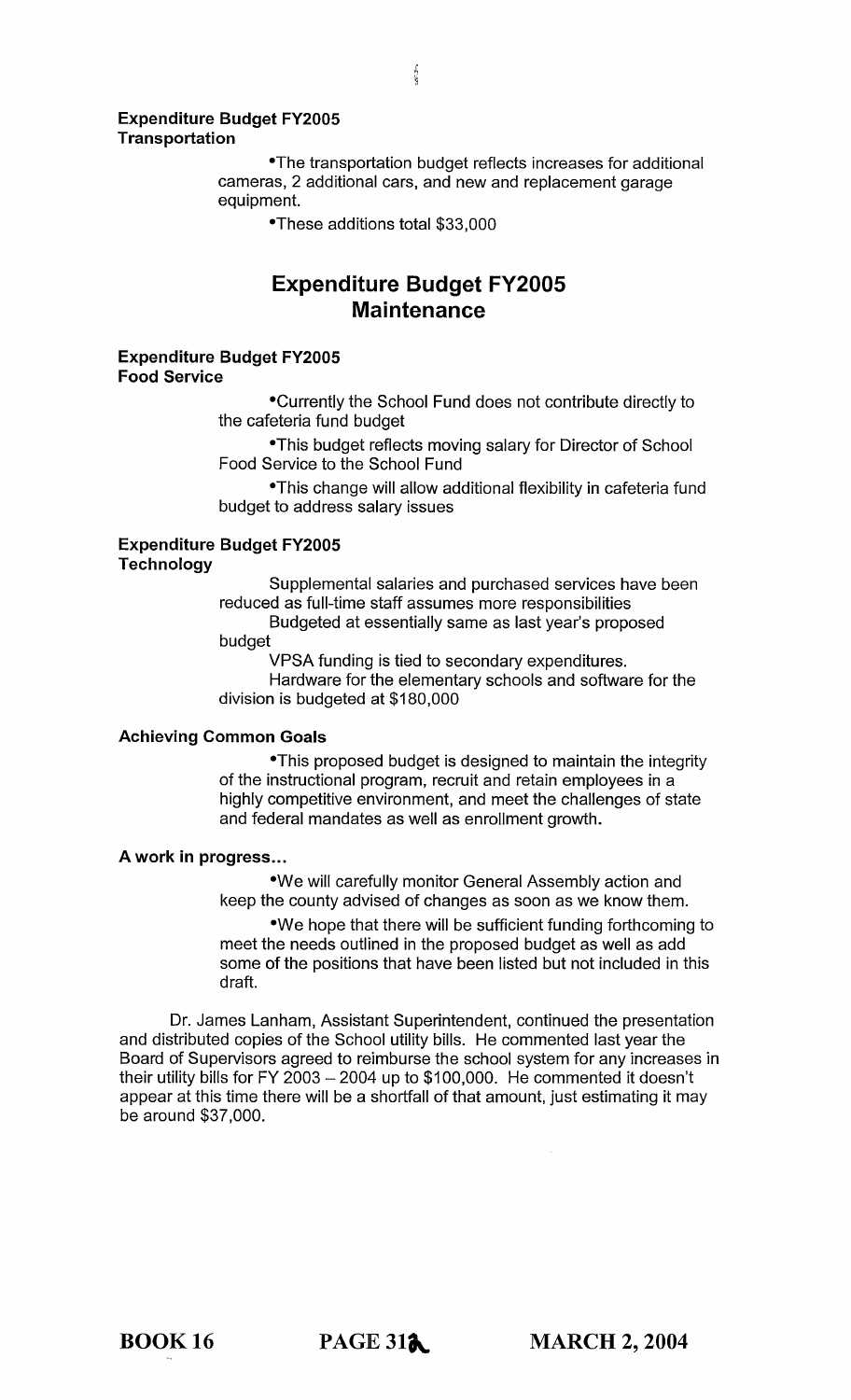**Expenditure Budget FY2005**
**Transportation**

•The transportation budget reflects increases for additional cameras, 2 additional cars, and new and replacement garage equipment.

•These additions total $33,000

## Expenditure Budget FY2005
## Maintenance

**Expenditure Budget FY2005**
**Food Service**

•Currently the School Fund does not contribute directly to the cafeteria fund budget

•This budget reflects moving salary for Director of School Food Service to the School Fund

•This change will allow additional flexibility in cafeteria fund budget to address salary issues

**Expenditure Budget FY2005**
**Technology**

Supplemental salaries and purchased services have been reduced as full-time staff assumes more responsibilities

Budgeted at essentially same as last year's proposed budget

VPSA funding is tied to secondary expenditures.

Hardware for the elementary schools and software for the division is budgeted at $180,000

**Achieving Common Goals**

•This proposed budget is designed to maintain the integrity of the instructional program, recruit and retain employees in a highly competitive environment, and meet the challenges of state and federal mandates as well as enrollment growth.

**A work in progress...**

•We will carefully monitor General Assembly action and keep the county advised of changes as soon as we know them.

•We hope that there will be sufficient funding forthcoming to meet the needs outlined in the proposed budget as well as add some of the positions that have been listed but not included in this draft.

Dr. James Lanham, Assistant Superintendent, continued the presentation and distributed copies of the School utility bills. He commented last year the Board of Supervisors agreed to reimburse the school system for any increases in their utility bills for FY 2003 – 2004 up to $100,000. He commented it doesn't appear at this time there will be a shortfall of that amount, just estimating it may be around $37,000.

BOOK 16 PAGE 312 MARCH 2, 2004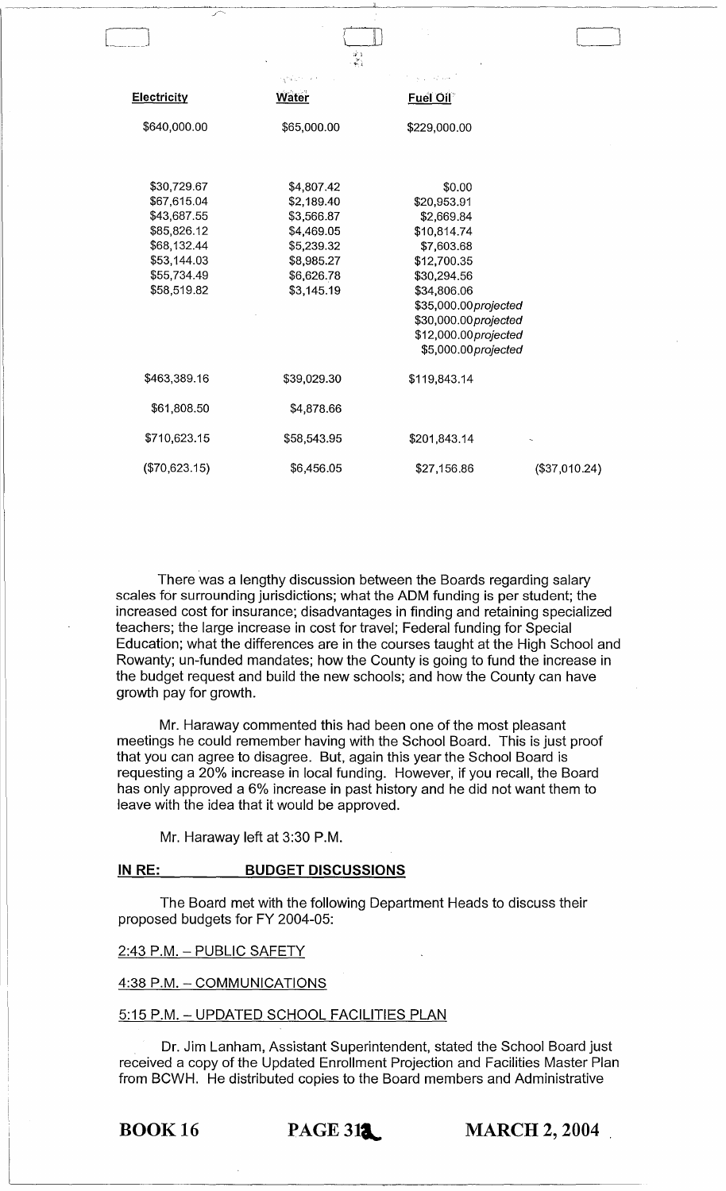| Electricity | Water | Fuel Oil | |
|---|---|---|---|
| $640,000.00 | $65,000.00 | $229,000.00 | |
| | | | |
| $30,729.67 | $4,807.42 | $0.00 | |
| $67,615.04 | $2,189.40 | $20,953.91 | |
| $43,687.55 | $3,566.87 | $2,669.84 | |
| $85,826.12 | $4,469.05 | $10,814.74 | |
| $68,132.44 | $5,239.32 | $7,603.68 | |
| $53,144.03 | $8,985.27 | $12,700.35 | |
| $55,734.49 | $6,626.78 | $30,294.56 | |
| $58,519.82 | $3,145.19 | $34,806.06 | |
| | | $35,000.00 *projected* | |
| | | $30,000.00 *projected* | |
| | | $12,000.00 *projected* | |
| | | $5,000.00 *projected* | |
| $463,389.16 | $39,029.30 | $119,843.14 | |
| $61,808.50 | $4,878.66 | | |
| $710,623.15 | $58,543.95 | $201,843.14 | |
| ($70,623.15) | $6,456.05 | $27,156.86 | ($37,010.24) |

There was a lengthy discussion between the Boards regarding salary scales for surrounding jurisdictions; what the ADM funding is per student; the increased cost for insurance; disadvantages in finding and retaining specialized teachers; the large increase in cost for travel; Federal funding for Special Education; what the differences are in the courses taught at the High School and Rowanty; un-funded mandates; how the County is going to fund the increase in the budget request and build the new schools; and how the County can have growth pay for growth.

Mr. Haraway commented this had been one of the most pleasant meetings he could remember having with the School Board. This is just proof that you can agree to disagree. But, again this year the School Board is requesting a 20% increase in local funding. However, if you recall, the Board has only approved a 6% increase in past history and he did not want them to leave with the idea that it would be approved.

Mr. Haraway left at 3:30 P.M.

**IN RE: BUDGET DISCUSSIONS**

The Board met with the following Department Heads to discuss their proposed budgets for FY 2004-05:

2:43 P.M. – PUBLIC SAFETY

4:38 P.M. – COMMUNICATIONS

5:15 P.M. – UPDATED SCHOOL FACILITIES PLAN

Dr. Jim Lanham, Assistant Superintendent, stated the School Board just received a copy of the Updated Enrollment Projection and Facilities Master Plan from BCWH. He distributed copies to the Board members and Administrative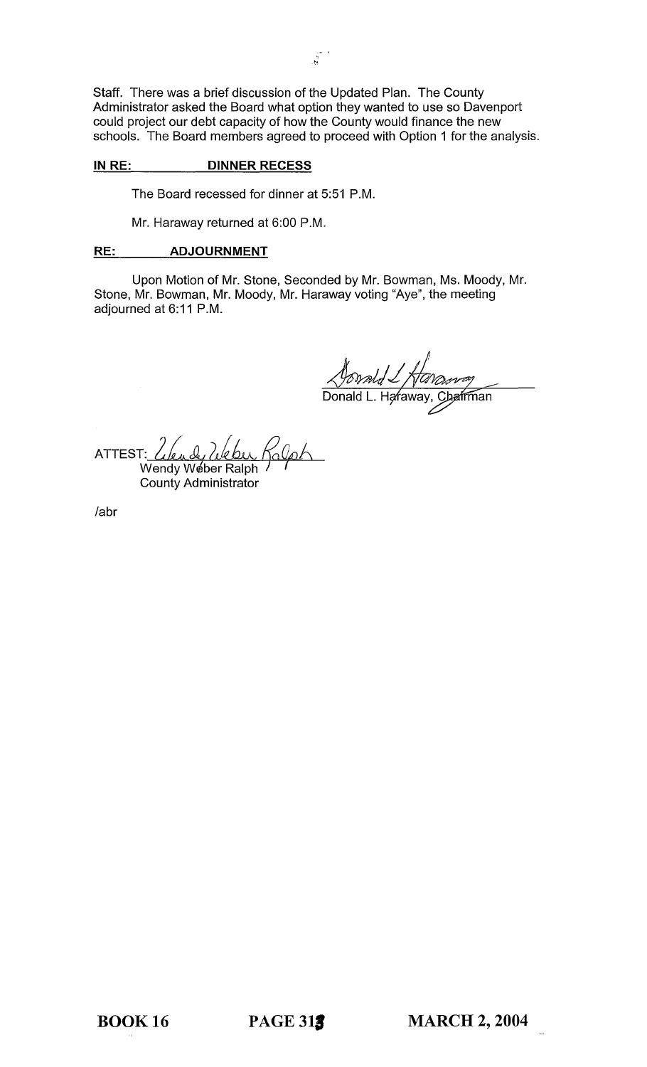Staff. There was a brief discussion of the Updated Plan. The County Administrator asked the Board what option they wanted to use so Davenport could project our debt capacity of how the County would finance the new schools. The Board members agreed to proceed with Option 1 for the analysis.

**IN RE: DINNER RECESS**

The Board recessed for dinner at 5:51 P.M.

Mr. Haraway returned at 6:00 P.M.

**RE: ADJOURNMENT**

Upon Motion of Mr. Stone, Seconded by Mr. Bowman, Ms. Moody, Mr. Stone, Mr. Bowman, Mr. Moody, Mr. Haraway voting "Aye", the meeting adjourned at 6:11 P.M.

Donald L. Haraway, Chairman

ATTEST: Wendy Weber Ralph
Wendy Weber Ralph
County Administrator

/abr

BOOK 16 PAGE 313 MARCH 2, 2004